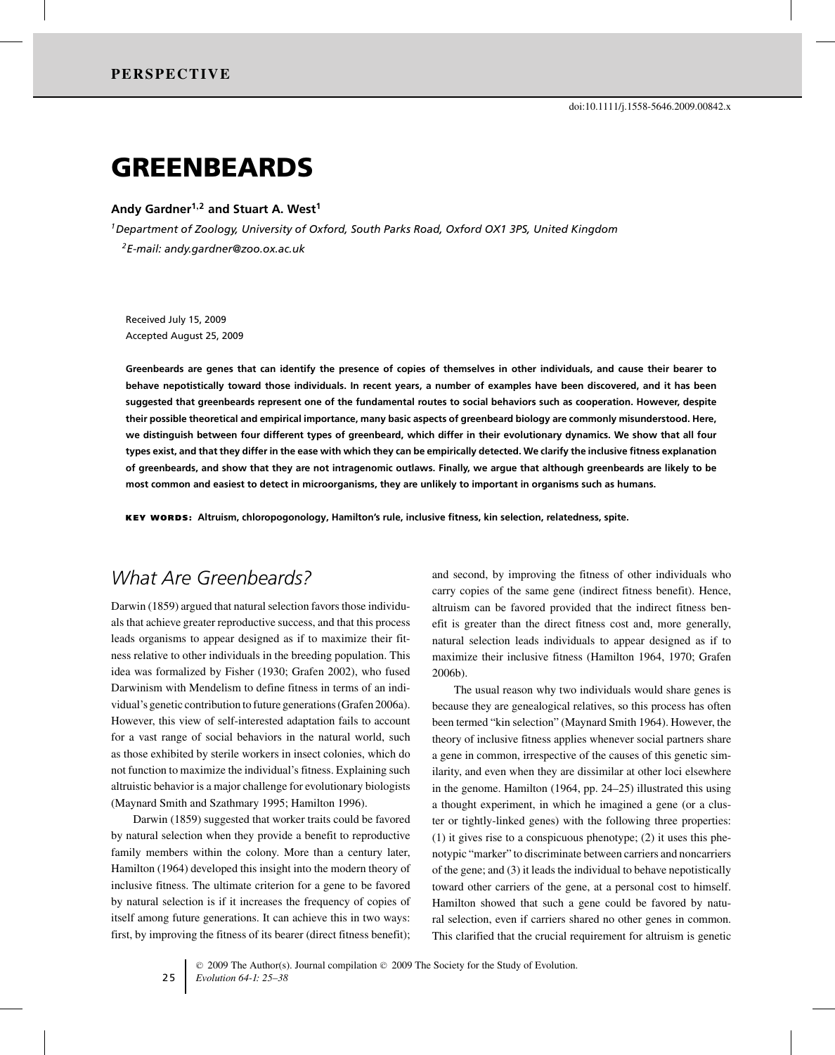PERSPECTIVE

doi:10.1111/j.1558-5646.2009.00842.x

# GREENBEARDS

**Andy Gardner[1,2] and Stuart A. West[1]**

*[1]Department of Zoology, University of Oxford, South Parks Road, Oxford OX1 3PS, United Kingdom*

*[2]E-mail: andy.gardner@zoo.ox.ac.uk*

Received July 15, 2009
Accepted August 25, 2009

**Greenbeards are genes that can identify the presence of copies of themselves in other individuals, and cause their bearer to behave nepotistically toward those individuals. In recent years, a number of examples have been discovered, and it has been suggested that greenbeards represent one of the fundamental routes to social behaviors such as cooperation. However, despite their possible theoretical and empirical importance, many basic aspects of greenbeard biology are commonly misunderstood. Here, we distinguish between four different types of greenbeard, which differ in their evolutionary dynamics. We show that all four types exist, and that they differ in the ease with which they can be empirically detected. We clarify the inclusive fitness explanation of greenbeards, and show that they are not intragenomic outlaws. Finally, we argue that although greenbeards are likely to be most common and easiest to detect in microorganisms, they are unlikely to important in organisms such as humans.**

**KEY WORDS:** **Altruism, chloropogonology, Hamilton's rule, inclusive fitness, kin selection, relatedness, spite.**

## *What Are Greenbeards?*

Darwin (1859) argued that natural selection favors those individuals that achieve greater reproductive success, and that this process leads organisms to appear designed as if to maximize their fitness relative to other individuals in the breeding population. This idea was formalized by Fisher (1930; Grafen 2002), who fused Darwinism with Mendelism to define fitness in terms of an individual's genetic contribution to future generations (Grafen 2006a). However, this view of self-interested adaptation fails to account for a vast range of social behaviors in the natural world, such as those exhibited by sterile workers in insect colonies, which do not function to maximize the individual's fitness. Explaining such altruistic behavior is a major challenge for evolutionary biologists (Maynard Smith and Szathmary 1995; Hamilton 1996).

Darwin (1859) suggested that worker traits could be favored by natural selection when they provide a benefit to reproductive family members within the colony. More than a century later, Hamilton (1964) developed this insight into the modern theory of inclusive fitness. The ultimate criterion for a gene to be favored by natural selection is if it increases the frequency of copies of itself among future generations. It can achieve this in two ways: first, by improving the fitness of its bearer (direct fitness benefit); and second, by improving the fitness of other individuals who carry copies of the same gene (indirect fitness benefit). Hence, altruism can be favored provided that the indirect fitness benefit is greater than the direct fitness cost and, more generally, natural selection leads individuals to appear designed as if to maximize their inclusive fitness (Hamilton 1964, 1970; Grafen 2006b).

The usual reason why two individuals would share genes is because they are genealogical relatives, so this process has often been termed "kin selection" (Maynard Smith 1964). However, the theory of inclusive fitness applies whenever social partners share a gene in common, irrespective of the causes of this genetic similarity, and even when they are dissimilar at other loci elsewhere in the genome. Hamilton (1964, pp. 24–25) illustrated this using a thought experiment, in which he imagined a gene (or a cluster or tightly-linked genes) with the following three properties: (1) it gives rise to a conspicuous phenotype; (2) it uses this phenotypic "marker" to discriminate between carriers and noncarriers of the gene; and (3) it leads the individual to behave nepotistically toward other carriers of the gene, at a personal cost to himself. Hamilton showed that such a gene could be favored by natural selection, even if carriers shared no other genes in common. This clarified that the crucial requirement for altruism is genetic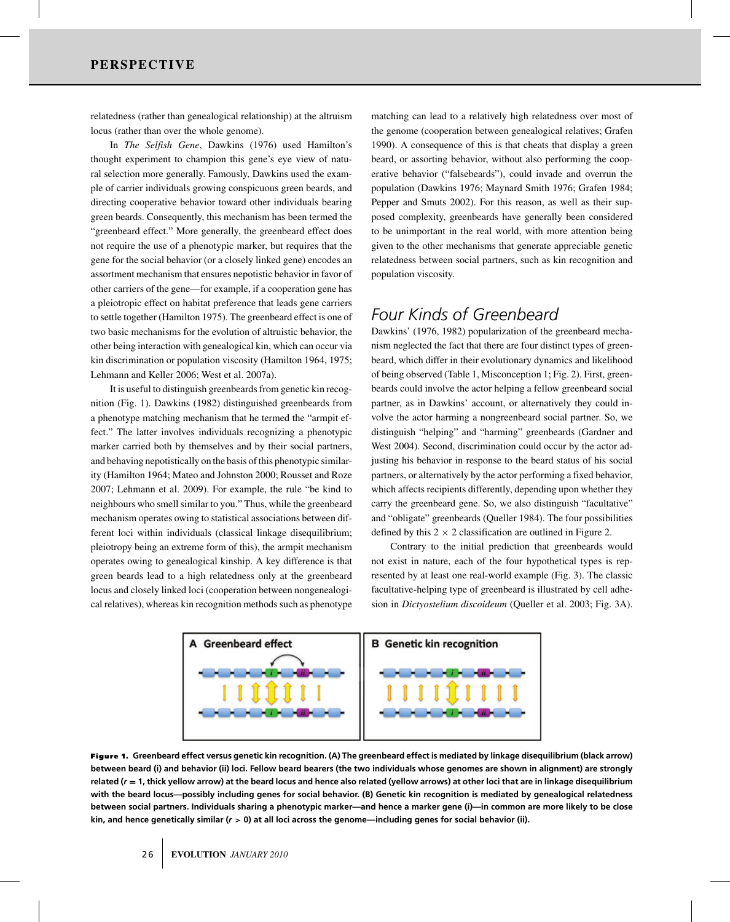relatedness (rather than genealogical relationship) at the altruism locus (rather than over the whole genome).

In *The Selfish Gene*, Dawkins (1976) used Hamilton's thought experiment to champion this gene's eye view of natural selection more generally. Famously, Dawkins used the example of carrier individuals growing conspicuous green beards, and directing cooperative behavior toward other individuals bearing green beards. Consequently, this mechanism has been termed the "greenbeard effect." More generally, the greenbeard effect does not require the use of a phenotypic marker, but requires that the gene for the social behavior (or a closely linked gene) encodes an assortment mechanism that ensures nepotistic behavior in favor of other carriers of the gene—for example, if a cooperation gene has a pleiotropic effect on habitat preference that leads gene carriers to settle together (Hamilton 1975). The greenbeard effect is one of two basic mechanisms for the evolution of altruistic behavior, the other being interaction with genealogical kin, which can occur via kin discrimination or population viscosity (Hamilton 1964, 1975; Lehmann and Keller 2006; West et al. 2007a).

It is useful to distinguish greenbeards from genetic kin recognition (Fig. 1). Dawkins (1982) distinguished greenbeards from a phenotype matching mechanism that he termed the "armpit effect." The latter involves individuals recognizing a phenotypic marker carried both by themselves and by their social partners, and behaving nepotistically on the basis of this phenotypic similarity (Hamilton 1964; Mateo and Johnston 2000; Rousset and Roze 2007; Lehmann et al. 2009). For example, the rule "be kind to neighbours who smell similar to you." Thus, while the greenbeard mechanism operates owing to statistical associations between different loci within individuals (classical linkage disequilibrium; pleiotropy being an extreme form of this), the armpit mechanism operates owing to genealogical kinship. A key difference is that green beards lead to a high relatedness only at the greenbeard locus and closely linked loci (cooperation between nongenealogical relatives), whereas kin recognition methods such as phenotype matching can lead to a relatively high relatedness over most of the genome (cooperation between genealogical relatives; Grafen 1990). A consequence of this is that cheats that display a green beard, or assorting behavior, without also performing the cooperative behavior ("falsebeards"), could invade and overrun the population (Dawkins 1976; Maynard Smith 1976; Grafen 1984; Pepper and Smuts 2002). For this reason, as well as their supposed complexity, greenbeards have generally been considered to be unimportant in the real world, with more attention being given to the other mechanisms that generate appreciable genetic relatedness between social partners, such as kin recognition and population viscosity.

## Four Kinds of Greenbeard

Dawkins' (1976, 1982) popularization of the greenbeard mechanism neglected the fact that there are four distinct types of greenbeard, which differ in their evolutionary dynamics and likelihood of being observed (Table 1, Misconception 1; Fig. 2). First, greenbeards could involve the actor helping a fellow greenbeard social partner, as in Dawkins' account, or alternatively they could involve the actor harming a nongreenbeard social partner. So, we distinguish "helping" and "harming" greenbeards (Gardner and West 2004). Second, discrimination could occur by the actor adjusting his behavior in response to the beard status of his social partners, or alternatively by the actor performing a fixed behavior, which affects recipients differently, depending upon whether they carry the greenbeard gene. So, we also distinguish "facultative" and "obligate" greenbeards (Queller 1984). The four possibilities defined by this $2 \times 2$ classification are outlined in Figure 2.

Contrary to the initial prediction that greenbeards would not exist in nature, each of the four hypothetical types is represented by at least one real-world example (Fig. 3). The classic facultative-helping type of greenbeard is illustrated by cell adhesion in *Dictyostelium discoideum* (Queller et al. 2003; Fig. 3A).

A Greenbeard effect

B Genetic kin recognition

**Figure 1. Greenbeard effect versus genetic kin recognition. (A) The greenbeard effect is mediated by linkage disequilibrium (black arrow) between beard (i) and behavior (ii) loci. Fellow beard bearers (the two individuals whose genomes are shown in alignment) are strongly related ($r = 1$, thick yellow arrow) at the beard locus and hence also related (yellow arrows) at other loci that are in linkage disequilibrium with the beard locus—possibly including genes for social behavior. (B) Genetic kin recognition is mediated by genealogical relatedness between social partners. Individuals sharing a phenotypic marker—and hence a marker gene (i)—in common are more likely to be close kin, and hence genetically similar ($r > 0$) at all loci across the genome—including genes for social behavior (ii).**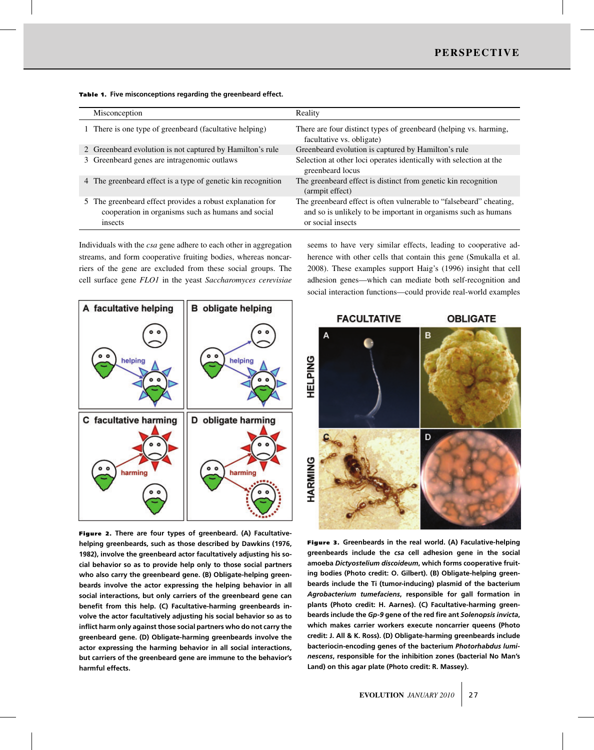**Table 1.** Five misconceptions regarding the greenbeard effect.

| | Misconception | Reality |
|---|---|---|
| 1 | There is one type of greenbeard (facultative helping) | There are four distinct types of greenbeard (helping vs. harming, facultative vs. obligate) |
| 2 | Greenbeard evolution is not captured by Hamilton's rule | Greenbeard evolution is captured by Hamilton's rule |
| 3 | Greenbeard genes are intragenomic outlaws | Selection at other loci operates identically with selection at the greenbeard locus |
| 4 | The greenbeard effect is a type of genetic kin recognition | The greenbeard effect is distinct from genetic kin recognition (armpit effect) |
| 5 | The greenbeard effect provides a robust explanation for cooperation in organisms such as humans and social insects | The greenbeard effect is often vulnerable to "falsebeard" cheating, and so is unlikely to be important in organisms such as humans or social insects |

Individuals with the *csa* gene adhere to each other in aggregation streams, and form cooperative fruiting bodies, whereas noncarriers of the gene are excluded from these social groups. The cell surface gene *FLO1* in the yeast *Saccharomyces cerevisiae* seems to have very similar effects, leading to cooperative adherence with other cells that contain this gene (Smukalla et al. 2008). These examples support Haig's (1996) insight that cell adhesion genes—which can mediate both self-recognition and social interaction functions—could provide real-world examples

A facultative helping
helping

B obligate helping
helping

C facultative harming
harming

D obligate harming
harming

**Figure 2.** There are four types of greenbeard. (A) Facultative-helping greenbeards, such as those described by Dawkins (1976, 1982), involve the greenbeard actor facultatively adjusting his social behavior so as to provide help only to those social partners who also carry the greenbeard gene. (B) Obligate-helping greenbeards involve the actor expressing the helping behavior in all social interactions, but only carriers of the greenbeard gene can benefit from this help. (C) Facultative-harming greenbeards involve the actor facultatively adjusting his social behavior so as to inflict harm only against those social partners who do not carry the greenbeard gene. (D) Obligate-harming greenbeards involve the actor expressing the harming behavior in all social interactions, but carriers of the greenbeard gene are immune to the behavior's harmful effects.

FACULTATIVE
OBLIGATE
HELPING
HARMING
A
B
C
D

**Figure 3.** Greenbeards in the real world. (A) Faculative-helping greenbeards include the *csa* cell adhesion gene in the social amoeba *Dictyostelium discoideum*, which forms cooperative fruiting bodies (Photo credit: O. Gilbert). (B) Obligate-helping greenbeards include the Ti (tumor-inducing) plasmid of the bacterium *Agrobacterium tumefaciens*, responsible for gall formation in plants (Photo credit: H. Aarnes). (C) Facultative-harming greenbeards include the *Gp-9* gene of the red fire ant *Solenopsis invicta*, which makes carrier workers execute noncarrier queens (Photo credit: J. All & K. Ross). (D) Obligate-harming greenbeards include bacteriocin-encoding genes of the bacterium *Photorhabdus luminescens*, responsible for the inhibition zones (bacterial No Man's Land) on this agar plate (Photo credit: R. Massey).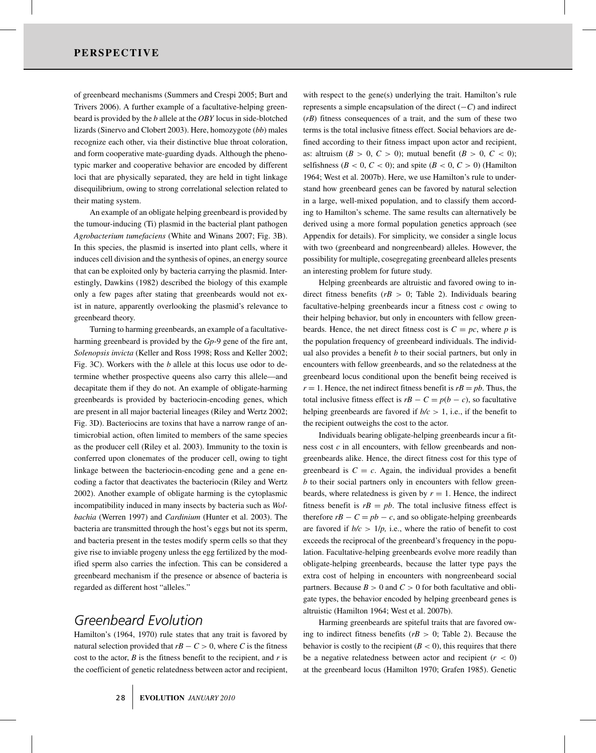of greenbeard mechanisms (Summers and Crespi 2005; Burt and Trivers 2006). A further example of a facultative-helping greenbeard is provided by the *b* allele at the *OBY* locus in side-blotched lizards (Sinervo and Clobert 2003). Here, homozygote (*bb*) males recognize each other, via their distinctive blue throat coloration, and form cooperative mate-guarding dyads. Although the phenotypic marker and cooperative behavior are encoded by different loci that are physically separated, they are held in tight linkage disequilibrium, owing to strong correlational selection related to their mating system.

An example of an obligate helping greenbeard is provided by the tumour-inducing (Ti) plasmid in the bacterial plant pathogen *Agrobacterium tumefaciens* (White and Winans 2007; Fig. 3B). In this species, the plasmid is inserted into plant cells, where it induces cell division and the synthesis of opines, an energy source that can be exploited only by bacteria carrying the plasmid. Interestingly, Dawkins (1982) described the biology of this example only a few pages after stating that greenbeards would not exist in nature, apparently overlooking the plasmid's relevance to greenbeard theory.

Turning to harming greenbeards, an example of a facultative-harming greenbeard is provided by the *Gp*-9 gene of the fire ant, *Solenopsis invicta* (Keller and Ross 1998; Ross and Keller 2002; Fig. 3C). Workers with the *b* allele at this locus use odor to determine whether prospective queens also carry this allele—and decapitate them if they do not. An example of obligate-harming greenbeards is provided by bacteriocin-encoding genes, which are present in all major bacterial lineages (Riley and Wertz 2002; Fig. 3D). Bacteriocins are toxins that have a narrow range of antimicrobial action, often limited to members of the same species as the producer cell (Riley et al. 2003). Immunity to the toxin is conferred upon clonemates of the producer cell, owing to tight linkage between the bacteriocin-encoding gene and a gene encoding a factor that deactivates the bacteriocin (Riley and Wertz 2002). Another example of obligate harming is the cytoplasmic incompatibility induced in many insects by bacteria such as *Wolbachia* (Werren 1997) and *Cardinium* (Hunter et al. 2003). The bacteria are transmitted through the host's eggs but not its sperm, and bacteria present in the testes modify sperm cells so that they give rise to inviable progeny unless the egg fertilized by the modified sperm also carries the infection. This can be considered a greenbeard mechanism if the presence or absence of bacteria is regarded as different host "alleles."

## Greenbeard Evolution

Hamilton's (1964, 1970) rule states that any trait is favored by natural selection provided that $rB - C > 0$, where $C$ is the fitness cost to the actor, $B$ is the fitness benefit to the recipient, and $r$ is the coefficient of genetic relatedness between actor and recipient, with respect to the gene(s) underlying the trait. Hamilton's rule represents a simple encapsulation of the direct ($-C$) and indirect ($rB$) fitness consequences of a trait, and the sum of these two terms is the total inclusive fitness effect. Social behaviors are defined according to their fitness impact upon actor and recipient, as: altruism ($B > 0$, $C > 0$); mutual benefit ($B > 0$, $C < 0$); selfishness ($B < 0$, $C < 0$); and spite ($B < 0$, $C > 0$) (Hamilton 1964; West et al. 2007b). Here, we use Hamilton's rule to understand how greenbeard genes can be favored by natural selection in a large, well-mixed population, and to classify them according to Hamilton's scheme. The same results can alternatively be derived using a more formal population genetics approach (see Appendix for details). For simplicity, we consider a single locus with two (greenbeard and nongreenbeard) alleles. However, the possibility for multiple, cosegregating greenbeard alleles presents an interesting problem for future study.

Helping greenbeards are altruistic and favored owing to indirect fitness benefits ($rB > 0$; Table 2). Individuals bearing facultative-helping greenbeards incur a fitness cost $c$ owing to their helping behavior, but only in encounters with fellow greenbeards. Hence, the net direct fitness cost is $C = pc$, where $p$ is the population frequency of greenbeard individuals. The individual also provides a benefit $b$ to their social partners, but only in encounters with fellow greenbeards, and so the relatedness at the greenbeard locus conditional upon the benefit being received is $r = 1$. Hence, the net indirect fitness benefit is $rB = pb$. Thus, the total inclusive fitness effect is $rB - C = p(b - c)$, so facultative helping greenbeards are favored if $b/c > 1$, i.e., if the benefit to the recipient outweighs the cost to the actor.

Individuals bearing obligate-helping greenbeards incur a fitness cost $c$ in all encounters, with fellow greenbeards and nongreenbeards alike. Hence, the direct fitness cost for this type of greenbeard is $C = c$. Again, the individual provides a benefit $b$ to their social partners only in encounters with fellow greenbeards, where relatedness is given by $r = 1$. Hence, the indirect fitness benefit is $rB = pb$. The total inclusive fitness effect is therefore $rB - C = pb - c$, and so obligate-helping greenbeards are favored if $b/c > 1/p$, i.e., where the ratio of benefit to cost exceeds the reciprocal of the greenbeard's frequency in the population. Facultative-helping greenbeards evolve more readily than obligate-helping greenbeards, because the latter type pays the extra cost of helping in encounters with nongreenbeard social partners. Because $B > 0$ and $C > 0$ for both facultative and obligate types, the behavior encoded by helping greenbeard genes is altruistic (Hamilton 1964; West et al. 2007b).

Harming greenbeards are spiteful traits that are favored owing to indirect fitness benefits ($rB > 0$; Table 2). Because the behavior is costly to the recipient ($B < 0$), this requires that there be a negative relatedness between actor and recipient ($r < 0$) at the greenbeard locus (Hamilton 1970; Grafen 1985). Genetic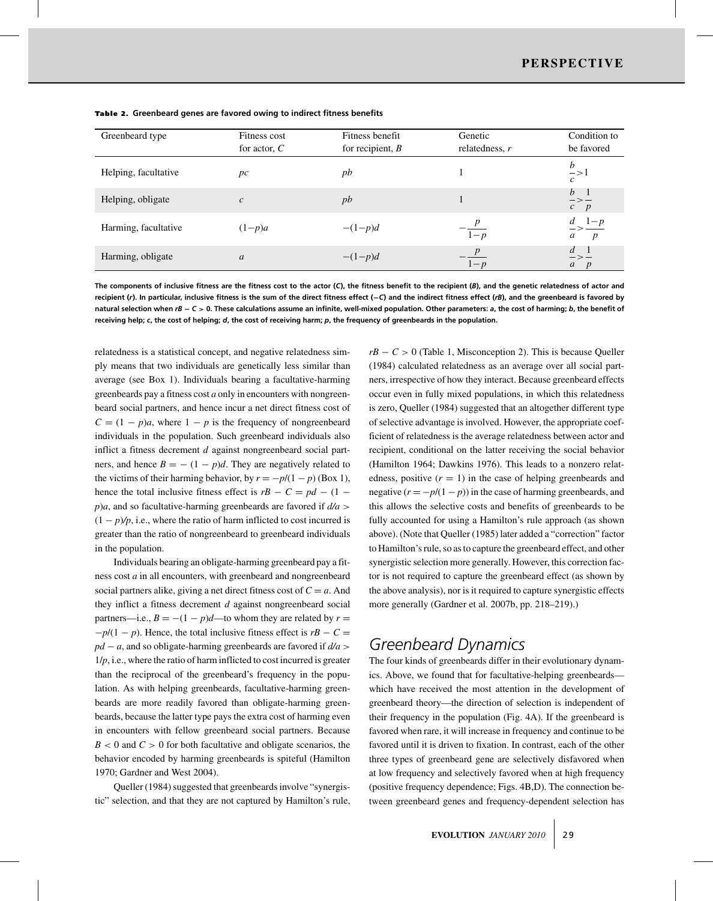**Table 2.** **Greenbeard genes are favored owing to indirect fitness benefits**

| Greenbeard type | Fitness cost for actor, $C$ | Fitness benefit for recipient, $B$ | Genetic relatedness, $r$ | Condition to be favored |
|---|---|---|---|---|
| Helping, facultative | $pc$ | $pb$ | 1 | $\frac{b}{c}>1$ |
| Helping, obligate | $c$ | $pb$ | 1 | $\frac{b}{c}>\frac{1}{p}$ |
| Harming, facultative | $(1-p)a$ | $-(1-p)d$ | $-\frac{p}{1-p}$ | $\frac{d}{a}>\frac{1-p}{p}$ |
| Harming, obligate | $a$ | $-(1-p)d$ | $-\frac{p}{1-p}$ | $\frac{d}{a}>\frac{1}{p}$ |

**The components of inclusive fitness are the fitness cost to the actor ($C$), the fitness benefit to the recipient ($B$), and the genetic relatedness of actor and recipient ($r$). In particular, inclusive fitness is the sum of the direct fitness effect ($-C$) and the indirect fitness effect ($rB$), and the greenbeard is favored by natural selection when $rB - C > 0$. These calculations assume an infinite, well-mixed population. Other parameters: $a$, the cost of harming; $b$, the benefit of receiving help; $c$, the cost of helping; $d$, the cost of receiving harm; $p$, the frequency of greenbeards in the population.**

relatedness is a statistical concept, and negative relatedness simply means that two individuals are genetically less similar than average (see Box 1). Individuals bearing a facultative-harming greenbeards pay a fitness cost $a$ only in encounters with nongreenbeard social partners, and hence incur a net direct fitness cost of $C = (1 - p)a$, where $1 - p$ is the frequency of nongreenbeard individuals in the population. Such greenbeard individuals also inflict a fitness decrement $d$ against nongreenbeard social partners, and hence $B = -(1 - p)d$. They are negatively related to the victims of their harming behavior, by $r = -p/(1 - p)$ (Box 1), hence the total inclusive fitness effect is $rB - C = pd - (1 - p)a$, and so facultative-harming greenbeards are favored if $d/a > (1 - p)/p$, i.e., where the ratio of harm inflicted to cost incurred is greater than the ratio of nongreenbeard to greenbeard individuals in the population.

Individuals bearing an obligate-harming greenbeard pay a fitness cost $a$ in all encounters, with greenbeard and nongreenbeard social partners alike, giving a net direct fitness cost of $C = a$. And they inflict a fitness decrement $d$ against nongreenbeard social partners—i.e., $B = -(1 - p)d$—to whom they are related by $r = -p/(1 - p)$. Hence, the total inclusive fitness effect is $rB - C = pd - a$, and so obligate-harming greenbeards are favored if $d/a > 1/p$, i.e., where the ratio of harm inflicted to cost incurred is greater than the reciprocal of the greenbeard's frequency in the population. As with helping greenbeards, facultative-harming greenbeards are more readily favored than obligate-harming greenbeards, because the latter type pays the extra cost of harming even in encounters with fellow greenbeard social partners. Because $B < 0$ and $C > 0$ for both facultative and obligate scenarios, the behavior encoded by harming greenbeards is spiteful (Hamilton 1970; Gardner and West 2004).

Queller (1984) suggested that greenbeards involve "synergistic" selection, and that they are not captured by Hamilton's rule, $rB - C > 0$ (Table 1, Misconception 2). This is because Queller (1984) calculated relatedness as an average over all social partners, irrespective of how they interact. Because greenbeard effects occur even in fully mixed populations, in which this relatedness is zero, Queller (1984) suggested that an altogether different type of selective advantage is involved. However, the appropriate coefficient of relatedness is the average relatedness between actor and recipient, conditional on the latter receiving the social behavior (Hamilton 1964; Dawkins 1976). This leads to a nonzero relatedness, positive ($r = 1$) in the case of helping greenbeards and negative ($r = -p/(1 - p)$) in the case of harming greenbeards, and this allows the selective costs and benefits of greenbeards to be fully accounted for using a Hamilton's rule approach (as shown above). (Note that Queller (1985) later added a "correction" factor to Hamilton's rule, so as to capture the greenbeard effect, and other synergistic selection more generally. However, this correction factor is not required to capture the greenbeard effect (as shown by the above analysis), nor is it required to capture synergistic effects more generally (Gardner et al. 2007b, pp. 218–219).)

## Greenbeard Dynamics

The four kinds of greenbeards differ in their evolutionary dynamics. Above, we found that for facultative-helping greenbeards—which have received the most attention in the development of greenbeard theory—the direction of selection is independent of their frequency in the population (Fig. 4A). If the greenbeard is favored when rare, it will increase in frequency and continue to be favored until it is driven to fixation. In contrast, each of the other three types of greenbeard gene are selectively disfavored when at low frequency and selectively favored when at high frequency (positive frequency dependence; Figs. 4B,D). The connection between greenbeard genes and frequency-dependent selection has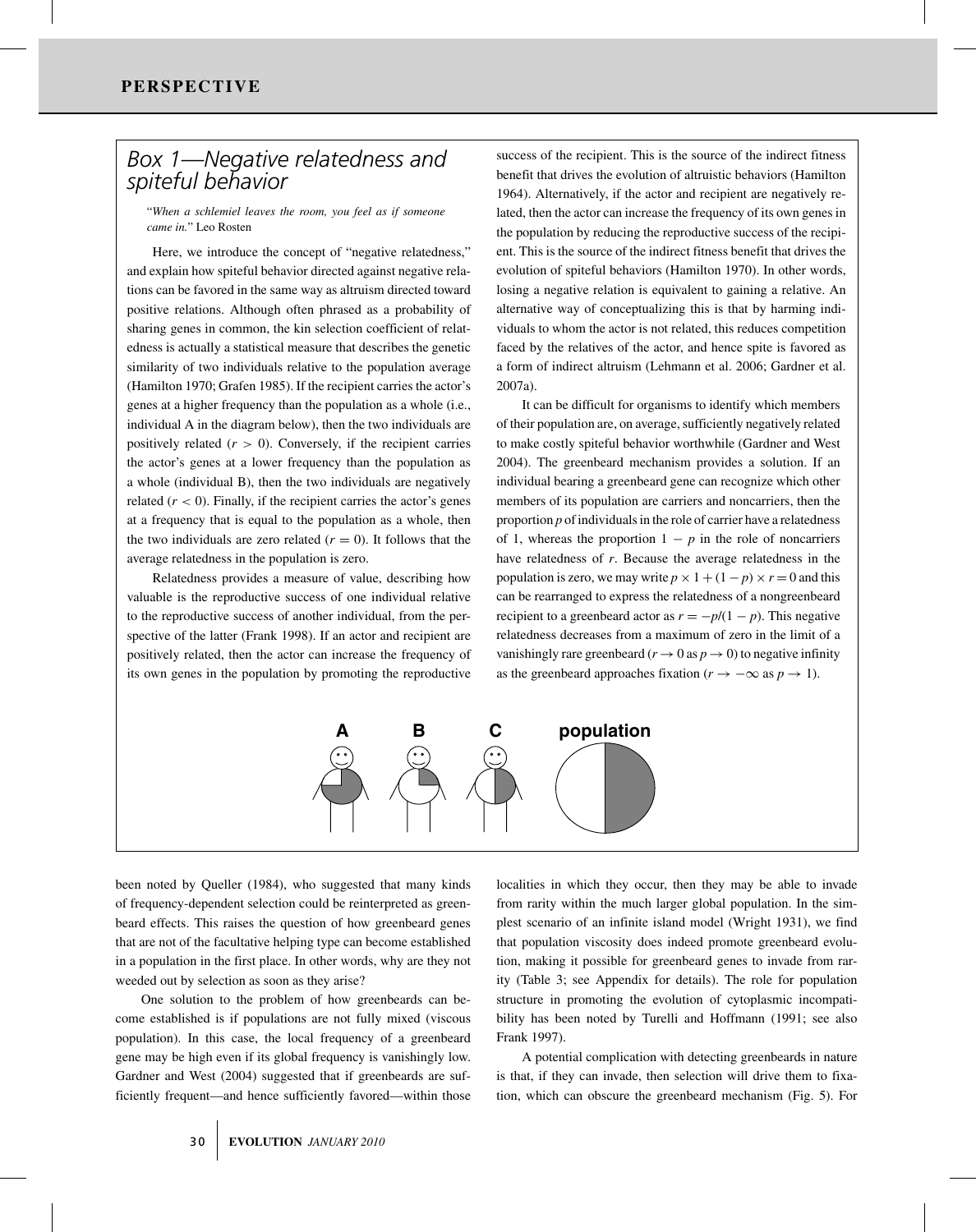## Box 1—Negative relatedness and spiteful behavior

"*When a schlemiel leaves the room, you feel as if someone came in.*" Leo Rosten

Here, we introduce the concept of "negative relatedness," and explain how spiteful behavior directed against negative relations can be favored in the same way as altruism directed toward positive relations. Although often phrased as a probability of sharing genes in common, the kin selection coefficient of relatedness is actually a statistical measure that describes the genetic similarity of two individuals relative to the population average (Hamilton 1970; Grafen 1985). If the recipient carries the actor's genes at a higher frequency than the population as a whole (i.e., individual A in the diagram below), then the two individuals are positively related ($r > 0$). Conversely, if the recipient carries the actor's genes at a lower frequency than the population as a whole (individual B), then the two individuals are negatively related ($r < 0$). Finally, if the recipient carries the actor's genes at a frequency that is equal to the population as a whole, then the two individuals are zero related ($r = 0$). It follows that the average relatedness in the population is zero.

Relatedness provides a measure of value, describing how valuable is the reproductive success of one individual relative to the reproductive success of another individual, from the perspective of the latter (Frank 1998). If an actor and recipient are positively related, then the actor can increase the frequency of its own genes in the population by promoting the reproductive success of the recipient. This is the source of the indirect fitness benefit that drives the evolution of altruistic behaviors (Hamilton 1964). Alternatively, if the actor and recipient are negatively related, then the actor can increase the frequency of its own genes in the population by reducing the reproductive success of the recipient. This is the source of the indirect fitness benefit that drives the evolution of spiteful behaviors (Hamilton 1970). In other words, losing a negative relation is equivalent to gaining a relative. An alternative way of conceptualizing this is that by harming individuals to whom the actor is not related, this reduces competition faced by the relatives of the actor, and hence spite is favored as a form of indirect altruism (Lehmann et al. 2006; Gardner et al. 2007a).

It can be difficult for organisms to identify which members of their population are, on average, sufficiently negatively related to make costly spiteful behavior worthwhile (Gardner and West 2004). The greenbeard mechanism provides a solution. If an individual bearing a greenbeard gene can recognize which other members of its population are carriers and noncarriers, then the proportion $p$ of individuals in the role of carrier have a relatedness of 1, whereas the proportion $1 - p$ in the role of noncarriers have relatedness of $r$. Because the average relatedness in the population is zero, we may write $p \times 1 + (1 - p) \times r = 0$ and this can be rearranged to express the relatedness of a nongreenbeard recipient to a greenbeard actor as $r = -p/(1 - p)$. This negative relatedness decreases from a maximum of zero in the limit of a vanishingly rare greenbeard ($r \to 0$ as $p \to 0$) to negative infinity as the greenbeard approaches fixation ($r \to -\infty$ as $p \to 1$).

A

B

C

population

been noted by Queller (1984), who suggested that many kinds of frequency-dependent selection could be reinterpreted as greenbeard effects. This raises the question of how greenbeard genes that are not of the facultative helping type can become established in a population in the first place. In other words, why are they not weeded out by selection as soon as they arise?

One solution to the problem of how greenbeards can become established is if populations are not fully mixed (viscous population). In this case, the local frequency of a greenbeard gene may be high even if its global frequency is vanishingly low. Gardner and West (2004) suggested that if greenbeards are sufficiently frequent—and hence sufficiently favored—within those localities in which they occur, then they may be able to invade from rarity within the much larger global population. In the simplest scenario of an infinite island model (Wright 1931), we find that population viscosity does indeed promote greenbeard evolution, making it possible for greenbeard genes to invade from rarity (Table 3; see Appendix for details). The role for population structure in promoting the evolution of cytoplasmic incompatibility has been noted by Turelli and Hoffmann (1991; see also Frank 1997).

A potential complication with detecting greenbeards in nature is that, if they can invade, then selection will drive them to fixation, which can obscure the greenbeard mechanism (Fig. 5). For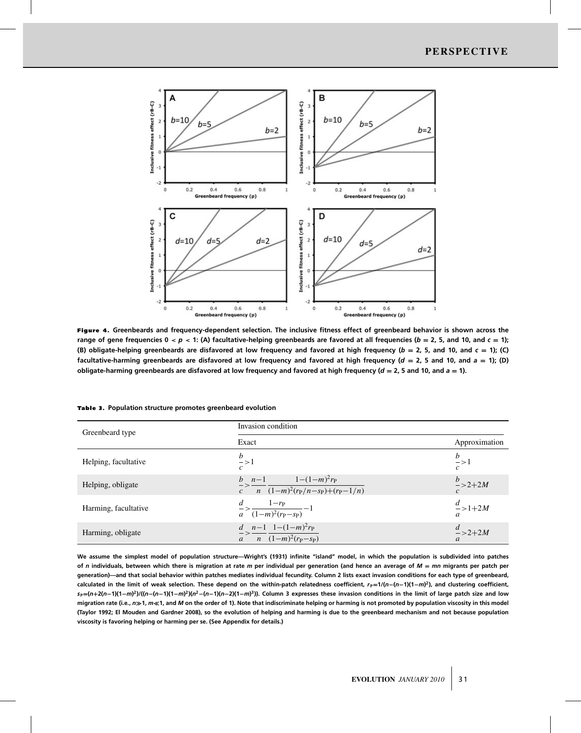A

B

C

D

Inclusive fitness effect (rB-C)

Greenbeard frequency (p)

b=10

b=5

b=2

d=10

d=5

d=2

4
3
2
1
0
-1
-2

0
0.2
0.4
0.6
0.8
1

**Figure 4.** **Greenbeards and frequency-dependent selection. The inclusive fitness effect of greenbeard behavior is shown across the range of gene frequencies $0 < p < 1$: (A) facultative-helping greenbeards are favored at all frequencies ($b = 2$, 5, and 10, and $c = 1$); (B) obligate-helping greenbeards are disfavored at low frequency and favored at high frequency ($b = 2$, 5, and 10, and $c = 1$); (C) facultative-harming greenbeards are disfavored at low frequency and favored at high frequency ($d = 2$, 5 and 10, and $a = 1$); (D) obligate-harming greenbeards are disfavored at low frequency and favored at high frequency ($d = 2$, 5 and 10, and $a = 1$).**

**Table 3.** **Population structure promotes greenbeard evolution**

| Greenbeard type | Invasion condition | |
|---|---|---|
| | Exact | Approximation |
| Helping, facultative | $\frac{b}{c} > 1$ | $\frac{b}{c} > 1$ |
| Helping, obligate | $\frac{b}{c} > \frac{n-1}{n} \frac{1-(1-m)^2 r_P}{(1-m)^2(r_P/n - s_P) + (r_P - 1/n)}$ | $\frac{b}{c} > 2+2M$ |
| Harming, facultative | $\frac{d}{a} > \frac{1-r_P}{(1-m)^2(r_P - s_P)} - 1$ | $\frac{d}{a} > 1+2M$ |
| Harming, obligate | $\frac{d}{a} > \frac{n-1}{n} \frac{1-(1-m)^2 r_P}{(1-m)^2(r_P - s_P)}$ | $\frac{d}{a} > 2+2M$ |

**We assume the simplest model of population structure—Wright's (1931) infinite "island" model, in which the population is subdivided into patches of $n$ individuals, between which there is migration at rate $m$ per individual per generation (and hence an average of $M = mn$ migrants per patch per generation)—and that social behavior within patches mediates individual fecundity. Column 2 lists exact invasion conditions for each type of greenbeard, calculated in the limit of weak selection. These depend on the within-patch relatedness coefficient, $r_P = 1/(n-(n-1)(1-m)^2)$, and clustering coefficient, $s_P = (n+2(n-1)(1-m)^2)/((n-(n-1)(1-m)^2)(n^2-(n-1)(n-2)(1-m)^3))$. Column 3 expresses these invasion conditions in the limit of large patch size and low migration rate (i.e., $n \gg 1$, $m \ll 1$, and $M$ on the order of 1). Note that indiscriminate helping or harming is not promoted by population viscosity in this model (Taylor 1992; El Mouden and Gardner 2008), so the evolution of helping and harming is due to the greenbeard mechanism and not because population viscosity is favoring helping or harming per se. (See Appendix for details.)**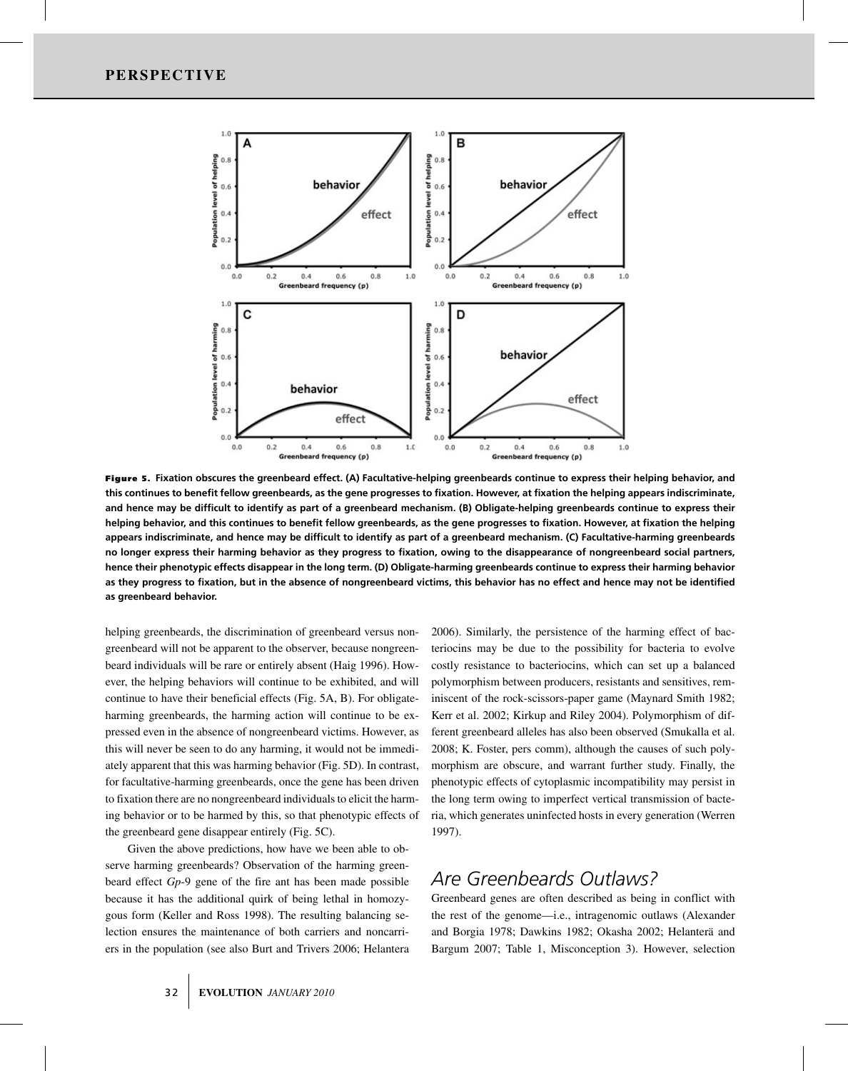A

1.0
0.8
0.6
0.4
0.2
0.0

Population level of helping

behavior

effect

0.0 0.2 0.4 0.6 0.8 1.0

Greenbeard frequency (p)

B

1.0
0.8
0.6
0.4
0.2
0.0

Population level of helping

behavior

effect

0.0 0.2 0.4 0.6 0.8 1.0

Greenbeard frequency (p)

C

1.0
0.8
0.6
0.4
0.2
0.0

Population level of harming

behavior

effect

0.0 0.2 0.4 0.6 0.8 1.0

Greenbeard frequency (p)

D

1.0
0.8
0.6
0.4
0.2
0.0

Population level of harming

behavior

effect

0.0 0.2 0.4 0.6 0.8 1.0

Greenbeard frequency (p)

**Figure 5. Fixation obscures the greenbeard effect. (A) Facultative-helping greenbeards continue to express their helping behavior, and this continues to benefit fellow greenbeards, as the gene progresses to fixation. However, at fixation the helping appears indiscriminate, and hence may be difficult to identify as part of a greenbeard mechanism. (B) Obligate-helping greenbeards continue to express their helping behavior, and this continues to benefit fellow greenbeards, as the gene progresses to fixation. However, at fixation the helping appears indiscriminate, and hence may be difficult to identify as part of a greenbeard mechanism. (C) Facultative-harming greenbeards no longer express their harming behavior as they progress to fixation, owing to the disappearance of nongreenbeard social partners, hence their phenotypic effects disappear in the long term. (D) Obligate-harming greenbeards continue to express their harming behavior as they progress to fixation, but in the absence of nongreenbeard victims, this behavior has no effect and hence may not be identified as greenbeard behavior.**

helping greenbeards, the discrimination of greenbeard versus nongreenbeard will not be apparent to the observer, because nongreenbeard individuals will be rare or entirely absent (Haig 1996). However, the helping behaviors will continue to be exhibited, and will continue to have their beneficial effects (Fig. 5A, B). For obligate-harming greenbeards, the harming action will continue to be expressed even in the absence of nongreenbeard victims. However, as this will never be seen to do any harming, it would not be immediately apparent that this was harming behavior (Fig. 5D). In contrast, for facultative-harming greenbeards, once the gene has been driven to fixation there are no nongreenbeard individuals to elicit the harming behavior or to be harmed by this, so that phenotypic effects of the greenbeard gene disappear entirely (Fig. 5C).

Given the above predictions, how have we been able to observe harming greenbeards? Observation of the harming greenbeard effect *Gp-9* gene of the fire ant has been made possible because it has the additional quirk of being lethal in homozygous form (Keller and Ross 1998). The resulting balancing selection ensures the maintenance of both carriers and noncarriers in the population (see also Burt and Trivers 2006; Helantera 2006). Similarly, the persistence of the harming effect of bacteriocins may be due to the possibility for bacteria to evolve costly resistance to bacteriocins, which can set up a balanced polymorphism between producers, resistants and sensitives, reminiscent of the rock-scissors-paper game (Maynard Smith 1982; Kerr et al. 2002; Kirkup and Riley 2004). Polymorphism of different greenbeard alleles has also been observed (Smukalla et al. 2008; K. Foster, pers comm), although the causes of such polymorphism are obscure, and warrant further study. Finally, the phenotypic effects of cytoplasmic incompatibility may persist in the long term owing to imperfect vertical transmission of bacteria, which generates uninfected hosts in every generation (Werren 1997).

## Are Greenbeards Outlaws?

Greenbeard genes are often described as being in conflict with the rest of the genome—i.e., intragenomic outlaws (Alexander and Borgia 1978; Dawkins 1982; Okasha 2002; Helanterä and Bargum 2007; Table 1, Misconception 3). However, selection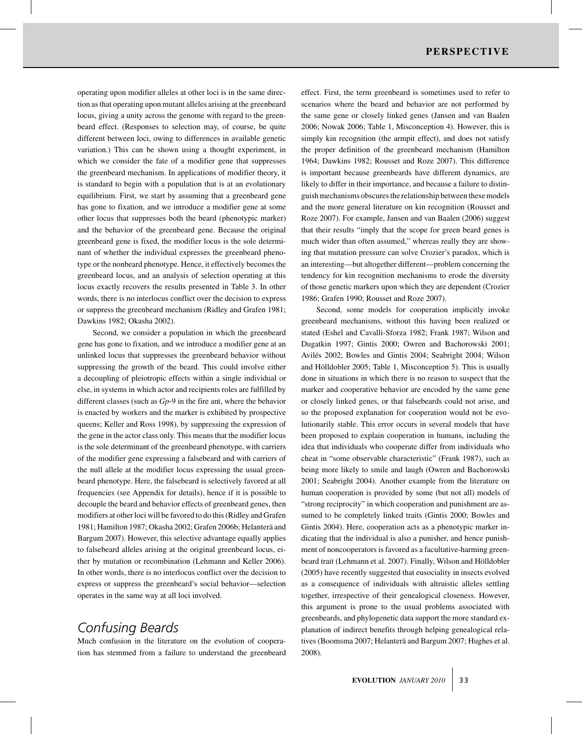operating upon modifier alleles at other loci is in the same direction as that operating upon mutant alleles arising at the greenbeard locus, giving a unity across the genome with regard to the greenbeard effect. (Responses to selection may, of course, be quite different between loci, owing to differences in available genetic variation.) This can be shown using a thought experiment, in which we consider the fate of a modifier gene that suppresses the greenbeard mechanism. In applications of modifier theory, it is standard to begin with a population that is at an evolutionary equilibrium. First, we start by assuming that a greenbeard gene has gone to fixation, and we introduce a modifier gene at some other locus that suppresses both the beard (phenotypic marker) and the behavior of the greenbeard gene. Because the original greenbeard gene is fixed, the modifier locus is the sole determinant of whether the individual expresses the greenbeard phenotype or the nonbeard phenotype. Hence, it effectively becomes the greenbeard locus, and an analysis of selection operating at this locus exactly recovers the results presented in Table 3. In other words, there is no interlocus conflict over the decision to express or suppress the greenbeard mechanism (Ridley and Grafen 1981; Dawkins 1982; Okasha 2002).

Second, we consider a population in which the greenbeard gene has gone to fixation, and we introduce a modifier gene at an unlinked locus that suppresses the greenbeard behavior without suppressing the growth of the beard. This could involve either a decoupling of pleiotropic effects within a single individual or else, in systems in which actor and recipients roles are fulfilled by different classes (such as *Gp-9* in the fire ant, where the behavior is enacted by workers and the marker is exhibited by prospective queens; Keller and Ross 1998), by suppressing the expression of the gene in the actor class only. This means that the modifier locus is the sole determinant of the greenbeard phenotype, with carriers of the modifier gene expressing a falsebeard and with carriers of the null allele at the modifier locus expressing the usual greenbeard phenotype. Here, the falsebeard is selectively favored at all frequencies (see Appendix for details), hence if it is possible to decouple the beard and behavior effects of greenbeard genes, then modifiers at other loci will be favored to do this (Ridley and Grafen 1981; Hamilton 1987; Okasha 2002; Grafen 2006b; Helanterä and Bargum 2007). However, this selective advantage equally applies to falsebeard alleles arising at the original greenbeard locus, either by mutation or recombination (Lehmann and Keller 2006). In other words, there is no interlocus conflict over the decision to express or suppress the greenbeard's social behavior—selection operates in the same way at all loci involved.

## Confusing Beards

Much confusion in the literature on the evolution of cooperation has stemmed from a failure to understand the greenbeard effect. First, the term greenbeard is sometimes used to refer to scenarios where the beard and behavior are not performed by the same gene or closely linked genes (Jansen and van Baalen 2006; Nowak 2006; Table 1, Misconception 4). However, this is simply kin recognition (the armpit effect), and does not satisfy the proper definition of the greenbeard mechanism (Hamilton 1964; Dawkins 1982; Rousset and Roze 2007). This difference is important because greenbeards have different dynamics, are likely to differ in their importance, and because a failure to distinguish mechanisms obscures the relationship between these models and the more general literature on kin recognition (Rousset and Roze 2007). For example, Jansen and van Baalen (2006) suggest that their results "imply that the scope for green beard genes is much wider than often assumed," whereas really they are showing that mutation pressure can solve Crozier's paradox, which is an interesting—but altogether different—problem concerning the tendency for kin recognition mechanisms to erode the diversity of those genetic markers upon which they are dependent (Crozier 1986; Grafen 1990; Rousset and Roze 2007).

Second, some models for cooperation implicitly invoke greenbeard mechanisms, without this having been realized or stated (Eshel and Cavalli-Sforza 1982; Frank 1987; Wilson and Dugatkin 1997; Gintis 2000; Owren and Bachorowski 2001; Avilés 2002; Bowles and Gintis 2004; Seabright 2004; Wilson and Hölldobler 2005; Table 1, Misconception 5). This is usually done in situations in which there is no reason to suspect that the marker and cooperative behavior are encoded by the same gene or closely linked genes, or that falsebeards could not arise, and so the proposed explanation for cooperation would not be evolutionarily stable. This error occurs in several models that have been proposed to explain cooperation in humans, including the idea that individuals who cooperate differ from individuals who cheat in "some observable characteristic" (Frank 1987), such as being more likely to smile and laugh (Owren and Bachorowski 2001; Seabright 2004). Another example from the literature on human cooperation is provided by some (but not all) models of "strong reciprocity" in which cooperation and punishment are assumed to be completely linked traits (Gintis 2000; Bowles and Gintis 2004). Here, cooperation acts as a phenotypic marker indicating that the individual is also a punisher, and hence punishment of noncooperators is favored as a facultative-harming greenbeard trait (Lehmann et al. 2007). Finally, Wilson and Hölldobler (2005) have recently suggested that eusociality in insects evolved as a consequence of individuals with altruistic alleles settling together, irrespective of their genealogical closeness. However, this argument is prone to the usual problems associated with greenbeards, and phylogenetic data support the more standard explanation of indirect benefits through helping genealogical relatives (Boomsma 2007; Helanterä and Bargum 2007; Hughes et al. 2008).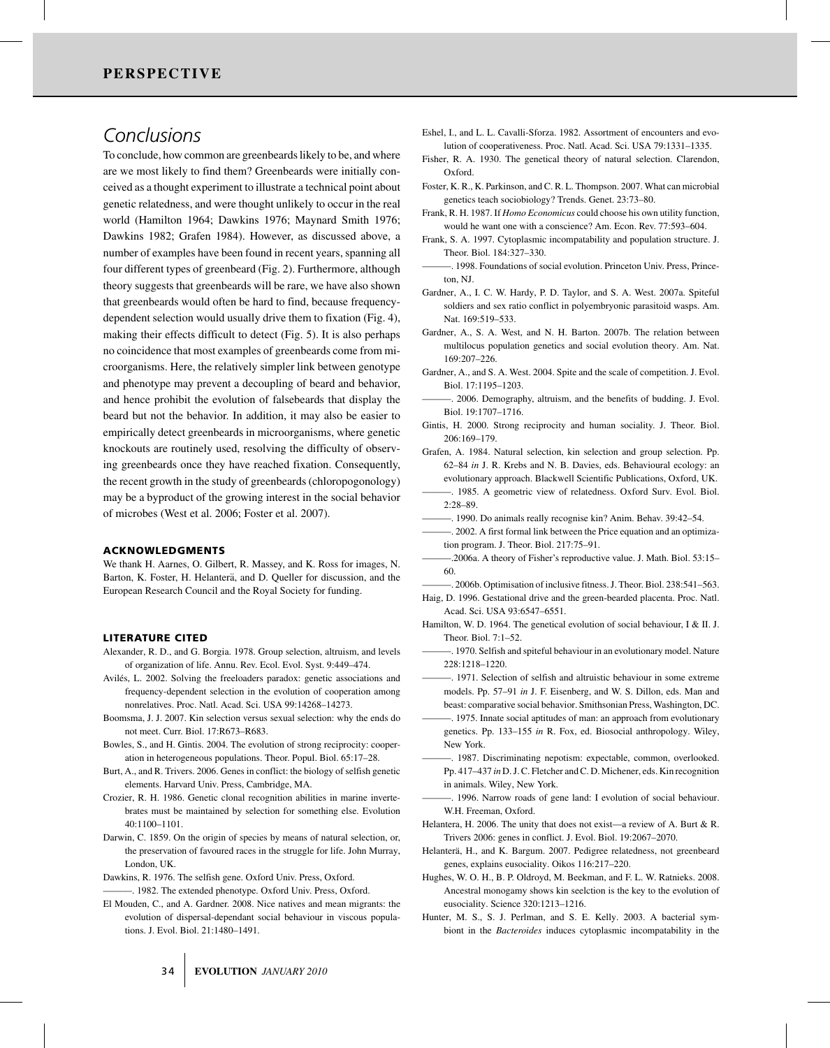## Conclusions

To conclude, how common are greenbeards likely to be, and where are we most likely to find them? Greenbeards were initially conceived as a thought experiment to illustrate a technical point about genetic relatedness, and were thought unlikely to occur in the real world (Hamilton 1964; Dawkins 1976; Maynard Smith 1976; Dawkins 1982; Grafen 1984). However, as discussed above, a number of examples have been found in recent years, spanning all four different types of greenbeard (Fig. 2). Furthermore, although theory suggests that greenbeards will be rare, we have also shown that greenbeards would often be hard to find, because frequency-dependent selection would usually drive them to fixation (Fig. 4), making their effects difficult to detect (Fig. 5). It is also perhaps no coincidence that most examples of greenbeards come from microorganisms. Here, the relatively simpler link between genotype and phenotype may prevent a decoupling of beard and behavior, and hence prohibit the evolution of falsebeards that display the beard but not the behavior. In addition, it may also be easier to empirically detect greenbeards in microorganisms, where genetic knockouts are routinely used, resolving the difficulty of observing greenbeards once they have reached fixation. Consequently, the recent growth in the study of greenbeards (chloropogonology) may be a byproduct of the growing interest in the social behavior of microbes (West et al. 2006; Foster et al. 2007).

### ACKNOWLEDGMENTS

We thank H. Aarnes, O. Gilbert, R. Massey, and K. Ross for images, N. Barton, K. Foster, H. Helanterä, and D. Queller for discussion, and the European Research Council and the Royal Society for funding.

### LITERATURE CITED

Alexander, R. D., and G. Borgia. 1978. Group selection, altruism, and levels of organization of life. Annu. Rev. Ecol. Evol. Syst. 9:449–474.

Avilés, L. 2002. Solving the freeloaders paradox: genetic associations and frequency-dependent selection in the evolution of cooperation among nonrelatives. Proc. Natl. Acad. Sci. USA 99:14268–14273.

Boomsma, J. J. 2007. Kin selection versus sexual selection: why the ends do not meet. Curr. Biol. 17:R673–R683.

Bowles, S., and H. Gintis. 2004. The evolution of strong reciprocity: cooperation in heterogeneous populations. Theor. Popul. Biol. 65:17–28.

Burt, A., and R. Trivers. 2006. Genes in conflict: the biology of selfish genetic elements. Harvard Univ. Press, Cambridge, MA.

Crozier, R. H. 1986. Genetic clonal recognition abilities in marine invertebrates must be maintained by selection for something else. Evolution 40:1100–1101.

Darwin, C. 1859. On the origin of species by means of natural selection, or, the preservation of favoured races in the struggle for life. John Murray, London, UK.

Dawkins, R. 1976. The selfish gene. Oxford Univ. Press, Oxford.

———. 1982. The extended phenotype. Oxford Univ. Press, Oxford.

El Mouden, C., and A. Gardner. 2008. Nice natives and mean migrants: the evolution of dispersal-dependant social behaviour in viscous populations. J. Evol. Biol. 21:1480–1491.

Eshel, I., and L. L. Cavalli-Sforza. 1982. Assortment of encounters and evolution of cooperativeness. Proc. Natl. Acad. Sci. USA 79:1331–1335.

Fisher, R. A. 1930. The genetical theory of natural selection. Clarendon, Oxford.

Foster, K. R., K. Parkinson, and C. R. L. Thompson. 2007. What can microbial genetics teach sociobiology? Trends. Genet. 23:73–80.

Frank, R. H. 1987. If *Homo Economicus* could choose his own utility function, would he want one with a conscience? Am. Econ. Rev. 77:593–604.

Frank, S. A. 1997. Cytoplasmic incompatability and population structure. J. Theor. Biol. 184:327–330.

———. 1998. Foundations of social evolution. Princeton Univ. Press, Princeton, NJ.

Gardner, A., I. C. W. Hardy, P. D. Taylor, and S. A. West. 2007a. Spiteful soldiers and sex ratio conflict in polyembryonic parasitoid wasps. Am. Nat. 169:519–533.

Gardner, A., S. A. West, and N. H. Barton. 2007b. The relation between multilocus population genetics and social evolution theory. Am. Nat. 169:207–226.

Gardner, A., and S. A. West. 2004. Spite and the scale of competition. J. Evol. Biol. 17:1195–1203.

———. 2006. Demography, altruism, and the benefits of budding. J. Evol. Biol. 19:1707–1716.

Gintis, H. 2000. Strong reciprocity and human sociality. J. Theor. Biol. 206:169–179.

Grafen, A. 1984. Natural selection, kin selection and group selection. Pp. 62–84 *in* J. R. Krebs and N. B. Davies, eds. Behavioural ecology: an evolutionary approach. Blackwell Scientific Publications, Oxford, UK.

———. 1985. A geometric view of relatedness. Oxford Surv. Evol. Biol. 2:28–89.

———. 1990. Do animals really recognise kin? Anim. Behav. 39:42–54.

———. 2002. A first formal link between the Price equation and an optimization program. J. Theor. Biol. 217:75–91.

———.2006a. A theory of Fisher's reproductive value. J. Math. Biol. 53:15–60.

———. 2006b. Optimisation of inclusive fitness. J. Theor. Biol. 238:541–563.

Haig, D. 1996. Gestational drive and the green-bearded placenta. Proc. Natl. Acad. Sci. USA 93:6547–6551.

Hamilton, W. D. 1964. The genetical evolution of social behaviour, I & II. J. Theor. Biol. 7:1–52.

———. 1970. Selfish and spiteful behaviour in an evolutionary model. Nature 228:1218–1220.

———. 1971. Selection of selfish and altruistic behaviour in some extreme models. Pp. 57–91 *in* J. F. Eisenberg, and W. S. Dillon, eds. Man and beast: comparative social behavior. Smithsonian Press, Washington, DC.

———. 1975. Innate social aptitudes of man: an approach from evolutionary genetics. Pp. 133–155 *in* R. Fox, ed. Biosocial anthropology. Wiley, New York.

———. 1987. Discriminating nepotism: expectable, common, overlooked. Pp. 417–437 *in* D. J. C. Fletcher and C. D. Michener, eds. Kin recognition in animals. Wiley, New York.

———. 1996. Narrow roads of gene land: I evolution of social behaviour. W.H. Freeman, Oxford.

Helantera, H. 2006. The unity that does not exist—a review of A. Burt & R. Trivers 2006: genes in conflict. J. Evol. Biol. 19:2067–2070.

Helanterä, H., and K. Bargum. 2007. Pedigree relatedness, not greenbeard genes, explains eusociality. Oikos 116:217–220.

Hughes, W. O. H., B. P. Oldroyd, M. Beekman, and F. L. W. Ratnieks. 2008. Ancestral monogamy shows kin seelction is the key to the evolution of eusociality. Science 320:1213–1216.

Hunter, M. S., S. J. Perlman, and S. E. Kelly. 2003. A bacterial symbiont in the *Bacteroides* induces cytoplasmic incompatability in the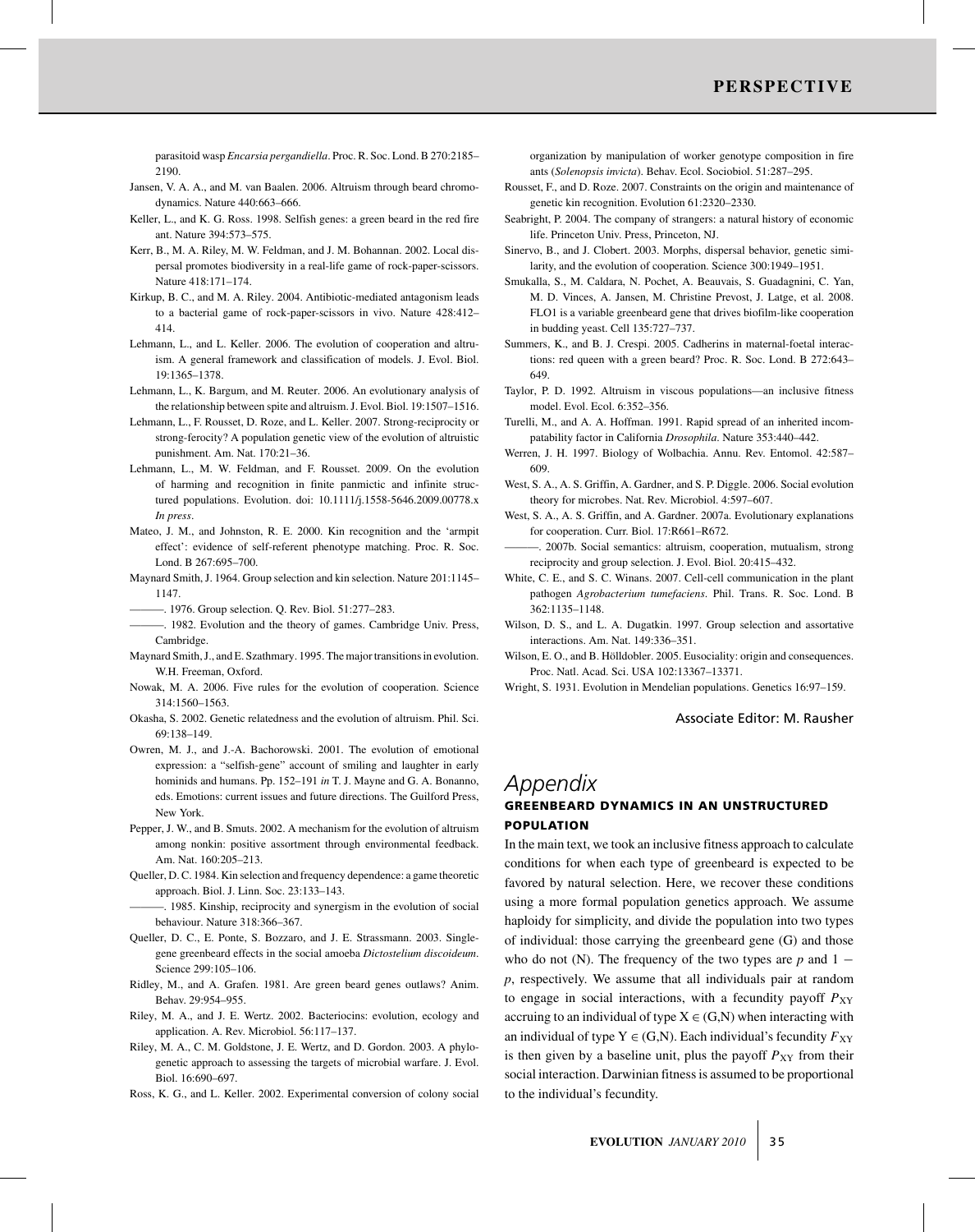parasitoid wasp *Encarsia pergandiella*. Proc. R. Soc. Lond. B 270:2185–2190.

Jansen, V. A. A., and M. van Baalen. 2006. Altruism through beard chromodynamics. Nature 440:663–666.

Keller, L., and K. G. Ross. 1998. Selfish genes: a green beard in the red fire ant. Nature 394:573–575.

Kerr, B., M. A. Riley, M. W. Feldman, and J. M. Bohannan. 2002. Local dispersal promotes biodiversity in a real-life game of rock-paper-scissors. Nature 418:171–174.

Kirkup, B. C., and M. A. Riley. 2004. Antibiotic-mediated antagonism leads to a bacterial game of rock-paper-scissors in vivo. Nature 428:412–414.

Lehmann, L., and L. Keller. 2006. The evolution of cooperation and altruism. A general framework and classification of models. J. Evol. Biol. 19:1365–1378.

Lehmann, L., K. Bargum, and M. Reuter. 2006. An evolutionary analysis of the relationship between spite and altruism. J. Evol. Biol. 19:1507–1516.

Lehmann, L., F. Rousset, D. Roze, and L. Keller. 2007. Strong-reciprocity or strong-ferocity? A population genetic view of the evolution of altruistic punishment. Am. Nat. 170:21–36.

Lehmann, L., M. W. Feldman, and F. Rousset. 2009. On the evolution of harming and recognition in finite panmictic and infinite structured populations. Evolution. doi: 10.1111/j.1558-5646.2009.00778.x *In press*.

Mateo, J. M., and Johnston, R. E. 2000. Kin recognition and the 'armpit effect': evidence of self-referent phenotype matching. Proc. R. Soc. Lond. B 267:695–700.

Maynard Smith, J. 1964. Group selection and kin selection. Nature 201:1145–1147.

———. 1976. Group selection. Q. Rev. Biol. 51:277–283.

———. 1982. Evolution and the theory of games. Cambridge Univ. Press, Cambridge.

Maynard Smith, J., and E. Szathmary. 1995. The major transitions in evolution. W.H. Freeman, Oxford.

Nowak, M. A. 2006. Five rules for the evolution of cooperation. Science 314:1560–1563.

Okasha, S. 2002. Genetic relatedness and the evolution of altruism. Phil. Sci. 69:138–149.

Owren, M. J., and J.-A. Bachorowski. 2001. The evolution of emotional expression: a "selfish-gene" account of smiling and laughter in early hominids and humans. Pp. 152–191 *in* T. J. Mayne and G. A. Bonanno, eds. Emotions: current issues and future directions. The Guilford Press, New York.

Pepper, J. W., and B. Smuts. 2002. A mechanism for the evolution of altruism among nonkin: positive assortment through environmental feedback. Am. Nat. 160:205–213.

Queller, D. C. 1984. Kin selection and frequency dependence: a game theoretic approach. Biol. J. Linn. Soc. 23:133–143.

———. 1985. Kinship, reciprocity and synergism in the evolution of social behaviour. Nature 318:366–367.

Queller, D. C., E. Ponte, S. Bozzaro, and J. E. Strassmann. 2003. Single-gene greenbeard effects in the social amoeba *Dictostelium discoideum*. Science 299:105–106.

Ridley, M., and A. Grafen. 1981. Are green beard genes outlaws? Anim. Behav. 29:954–955.

Riley, M. A., and J. E. Wertz. 2002. Bacteriocins: evolution, ecology and application. A. Rev. Microbiol. 56:117–137.

Riley, M. A., C. M. Goldstone, J. E. Wertz, and D. Gordon. 2003. A phylogenetic approach to assessing the targets of microbial warfare. J. Evol. Biol. 16:690–697.

Ross, K. G., and L. Keller. 2002. Experimental conversion of colony social organization by manipulation of worker genotype composition in fire ants (*Solenopsis invicta*). Behav. Ecol. Sociobiol. 51:287–295.

Rousset, F., and D. Roze. 2007. Constraints on the origin and maintenance of genetic kin recognition. Evolution 61:2320–2330.

Seabright, P. 2004. The company of strangers: a natural history of economic life. Princeton Univ. Press, Princeton, NJ.

Sinervo, B., and J. Clobert. 2003. Morphs, dispersal behavior, genetic similarity, and the evolution of cooperation. Science 300:1949–1951.

Smukalla, S., M. Caldara, N. Pochet, A. Beauvais, S. Guadagnini, C. Yan, M. D. Vinces, A. Jansen, M. Christine Prevost, J. Latge, et al. 2008. FLO1 is a variable greenbeard gene that drives biofilm-like cooperation in budding yeast. Cell 135:727–737.

Summers, K., and B. J. Crespi. 2005. Cadherins in maternal-foetal interactions: red queen with a green beard? Proc. R. Soc. Lond. B 272:643–649.

Taylor, P. D. 1992. Altruism in viscous populations—an inclusive fitness model. Evol. Ecol. 6:352–356.

Turelli, M., and A. A. Hoffman. 1991. Rapid spread of an inherited incompatibility factor in California *Drosophila*. Nature 353:440–442.

Werren, J. H. 1997. Biology of Wolbachia. Annu. Rev. Entomol. 42:587–609.

West, S. A., A. S. Griffin, A. Gardner, and S. P. Diggle. 2006. Social evolution theory for microbes. Nat. Rev. Microbiol. 4:597–607.

West, S. A., A. S. Griffin, and A. Gardner. 2007a. Evolutionary explanations for cooperation. Curr. Biol. 17:R661–R672.

———. 2007b. Social semantics: altruism, cooperation, mutualism, strong reciprocity and group selection. J. Evol. Biol. 20:415–432.

White, C. E., and S. C. Winans. 2007. Cell-cell communication in the plant pathogen *Agrobacterium tumefaciens*. Phil. Trans. R. Soc. Lond. B 362:1135–1148.

Wilson, D. S., and L. A. Dugatkin. 1997. Group selection and assortative interactions. Am. Nat. 149:336–351.

Wilson, E. O., and B. Hölldobler. 2005. Eusociality: origin and consequences. Proc. Natl. Acad. Sci. USA 102:13367–13371.

Wright, S. 1931. Evolution in Mendelian populations. Genetics 16:97–159.

Associate Editor: M. Rausher

# Appendix

## GREENBEARD DYNAMICS IN AN UNSTRUCTURED POPULATION

In the main text, we took an inclusive fitness approach to calculate conditions for when each type of greenbeard is expected to be favored by natural selection. Here, we recover these conditions using a more formal population genetics approach. We assume haploidy for simplicity, and divide the population into two types of individual: those carrying the greenbeard gene (G) and those who do not (N). The frequency of the two types are $p$ and $1 - p$, respectively. We assume that all individuals pair at random to engage in social interactions, with a fecundity payoff $P_{XY}$ accruing to an individual of type $X \in (G,N)$ when interacting with an individual of type $Y \in (G,N)$. Each individual's fecundity $F_{XY}$ is then given by a baseline unit, plus the payoff $P_{XY}$ from their social interaction. Darwinian fitness is assumed to be proportional to the individual's fecundity.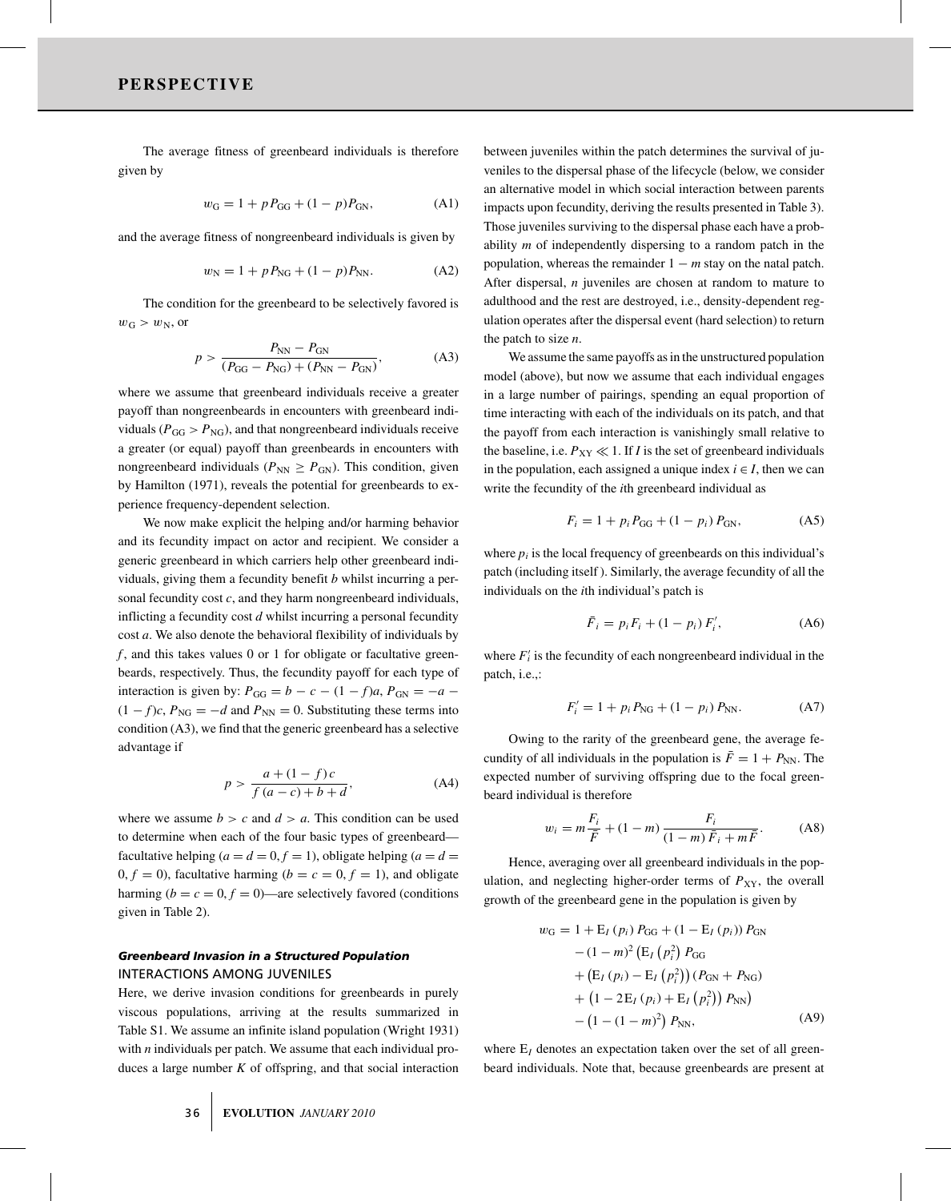The average fitness of greenbeard individuals is therefore given by

$$w_{\mathrm{G}} = 1 + p P_{\mathrm{GG}} + (1-p) P_{\mathrm{GN}}, \quad \text{(A1)}$$

and the average fitness of nongreenbeard individuals is given by

$$w_{\mathrm{N}} = 1 + p P_{\mathrm{NG}} + (1-p) P_{\mathrm{NN}}. \quad \text{(A2)}$$

The condition for the greenbeard to be selectively favored is $w_{\mathrm{G}} > w_{\mathrm{N}}$, or

$$p > \frac{P_{\mathrm{NN}} - P_{\mathrm{GN}}}{(P_{\mathrm{GG}} - P_{\mathrm{NG}}) + (P_{\mathrm{NN}} - P_{\mathrm{GN}})}, \quad \text{(A3)}$$

where we assume that greenbeard individuals receive a greater payoff than nongreenbeards in encounters with greenbeard individuals ($P_{\mathrm{GG}} > P_{\mathrm{NG}}$), and that nongreenbeard individuals receive a greater (or equal) payoff than greenbeards in encounters with nongreenbeard individuals ($P_{\mathrm{NN}} \geq P_{\mathrm{GN}}$). This condition, given by Hamilton (1971), reveals the potential for greenbeards to experience frequency-dependent selection.

We now make explicit the helping and/or harming behavior and its fecundity impact on actor and recipient. We consider a generic greenbeard in which carriers help other greenbeard individuals, giving them a fecundity benefit $b$ whilst incurring a personal fecundity cost $c$, and they harm nongreenbeard individuals, inflicting a fecundity cost $d$ whilst incurring a personal fecundity cost $a$. We also denote the behavioral flexibility of individuals by $f$, and this takes values 0 or 1 for obligate or facultative greenbeards, respectively. Thus, the fecundity payoff for each type of interaction is given by: $P_{\mathrm{GG}} = b - c - (1-f)a$, $P_{\mathrm{GN}} = -a - (1-f)c$, $P_{\mathrm{NG}} = -d$ and $P_{\mathrm{NN}} = 0$. Substituting these terms into condition (A3), we find that the generic greenbeard has a selective advantage if

$$p > \frac{a + (1-f)c}{f(a-c) + b + d}, \quad \text{(A4)}$$

where we assume $b > c$ and $d > a$. This condition can be used to determine when each of the four basic types of greenbeard—facultative helping ($a = d = 0, f = 1$), obligate helping ($a = d = 0, f = 0$), facultative harming ($b = c = 0, f = 1$), and obligate harming ($b = c = 0, f = 0$)—are selectively favored (conditions given in Table 2).

### *Greenbeard Invasion in a Structured Population*

#### INTERACTIONS AMONG JUVENILES

Here, we derive invasion conditions for greenbeards in purely viscous populations, arriving at the results summarized in Table S1. We assume an infinite island population (Wright 1931) with $n$ individuals per patch. We assume that each individual produces a large number $K$ of offspring, and that social interaction between juveniles within the patch determines the survival of juveniles to the dispersal phase of the lifecycle (below, we consider an alternative model in which social interaction between parents impacts upon fecundity, deriving the results presented in Table 3). Those juveniles surviving to the dispersal phase each have a probability $m$ of independently dispersing to a random patch in the population, whereas the remainder $1 - m$ stay on the natal patch. After dispersal, $n$ juveniles are chosen at random to mature to adulthood and the rest are destroyed, i.e., density-dependent regulation operates after the dispersal event (hard selection) to return the patch to size $n$.

We assume the same payoffs as in the unstructured population model (above), but now we assume that each individual engages in a large number of pairings, spending an equal proportion of time interacting with each of the individuals on its patch, and that the payoff from each interaction is vanishingly small relative to the baseline, i.e. $P_{\mathrm{XY}} \ll 1$. If $I$ is the set of greenbeard individuals in the population, each assigned a unique index $i \in I$, then we can write the fecundity of the $i$th greenbeard individual as

$$F_i = 1 + p_i P_{\mathrm{GG}} + (1 - p_i) P_{\mathrm{GN}}, \quad \text{(A5)}$$

where $p_i$ is the local frequency of greenbeards on this individual's patch (including itself ). Similarly, the average fecundity of all the individuals on the $i$th individual's patch is

$$\bar{F}_i = p_i F_i + (1 - p_i) F_i', \quad \text{(A6)}$$

where $F_i'$ is the fecundity of each nongreenbeard individual in the patch, i.e.,:

$$F_i' = 1 + p_i P_{\mathrm{NG}} + (1 - p_i) P_{\mathrm{NN}}. \quad \text{(A7)}$$

Owing to the rarity of the greenbeard gene, the average fecundity of all individuals in the population is $\bar{F} = 1 + P_{\mathrm{NN}}$. The expected number of surviving offspring due to the focal greenbeard individual is therefore

$$w_i = m \frac{F_i}{\bar{F}} + (1-m) \frac{F_i}{(1-m)\bar{F}_i + m\bar{F}}. \quad \text{(A8)}$$

Hence, averaging over all greenbeard individuals in the population, and neglecting higher-order terms of $P_{\mathrm{XY}}$, the overall growth of the greenbeard gene in the population is given by

$$\begin{aligned} w_{\mathrm{G}} = {} & 1 + \mathrm{E}_I(p_i) P_{\mathrm{GG}} + (1 - \mathrm{E}_I(p_i)) P_{\mathrm{GN}} \\ & - (1-m)^2 \left( \mathrm{E}_I\left(p_i^2\right) P_{\mathrm{GG}} \right. \\ & + \left( \mathrm{E}_I(p_i) - \mathrm{E}_I\left(p_i^2\right) \right) (P_{\mathrm{GN}} + P_{\mathrm{NG}}) \\ & \left. + \left( 1 - 2\mathrm{E}_I(p_i) + \mathrm{E}_I\left(p_i^2\right) \right) P_{\mathrm{NN}} \right) \\ & - \left( 1 - (1-m)^2 \right) P_{\mathrm{NN}}, \end{aligned} \quad \text{(A9)}$$

where $\mathrm{E}_I$ denotes an expectation taken over the set of all greenbeard individuals. Note that, because greenbeards are present at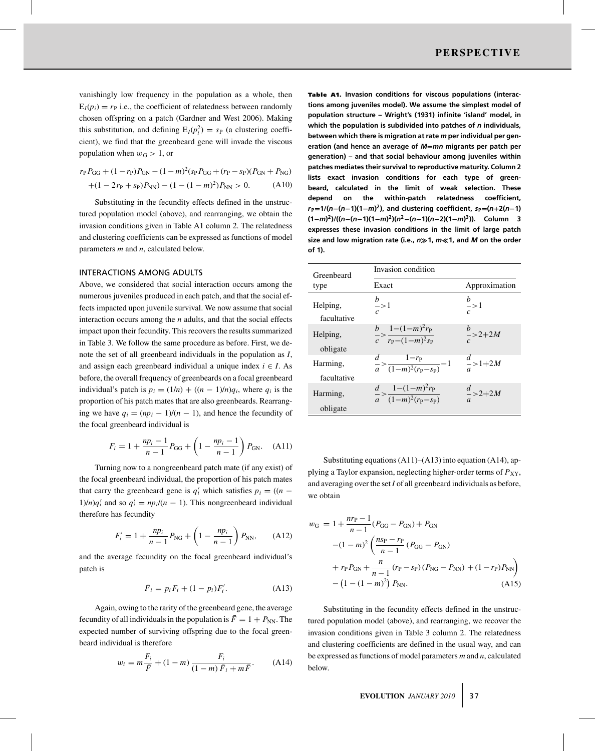vanishingly low frequency in the population as a whole, then $E_I(p_i) = r_P$ i.e., the coefficient of relatedness between randomly chosen offspring on a patch (Gardner and West 2006). Making this substitution, and defining $E_I(p_i^2) = s_P$ (a clustering coefficient), we find that the greenbeard gene will invade the viscous population when $w_G > 1$, or

$$r_P P_{GG} + (1 - r_P)P_{GN} - (1 - m)^2(s_P P_{GG} + (r_P - s_P)(P_{GN} + P_{NG}) + (1 - 2r_P + s_P)P_{NN}) - (1 - (1 - m)^2)P_{NN} > 0. \quad \text{(A10)}$$

Substituting in the fecundity effects defined in the unstructured population model (above), and rearranging, we obtain the invasion conditions given in Table A1 column 2. The relatedness and clustering coefficients can be expressed as functions of model parameters $m$ and $n$, calculated below.

### INTERACTIONS AMONG ADULTS

Above, we considered that social interaction occurs among the numerous juveniles produced in each patch, and that the social effects impacted upon juvenile survival. We now assume that social interaction occurs among the $n$ adults, and that the social effects impact upon their fecundity. This recovers the results summarized in Table 3. We follow the same procedure as before. First, we denote the set of all greenbeard individuals in the population as $I$, and assign each greenbeard individual a unique index $i \in I$. As before, the overall frequency of greenbeards on a focal greenbeard individual's patch is $p_i = (1/n) + ((n - 1)/n)q_i$, where $q_i$ is the proportion of his patch mates that are also greenbeards. Rearranging we have $q_i = (np_i - 1)/(n - 1)$, and hence the fecundity of the focal greenbeard individual is

$$F_i = 1 + \frac{np_i - 1}{n - 1}P_{GG} + \left(1 - \frac{np_i - 1}{n - 1}\right)P_{GN}. \quad \text{(A11)}$$

Turning now to a nongreenbeard patch mate (if any exist) of the focal greenbeard individual, the proportion of his patch mates that carry the greenbeard gene is $q_i'$ which satisfies $p_i = ((n - 1)/n)q_i'$ and so $q_i' = np_i/(n - 1)$. This nongreenbeard individual therefore has fecundity

$$F_i' = 1 + \frac{np_i}{n - 1}P_{NG} + \left(1 - \frac{np_i}{n - 1}\right)P_{NN}, \quad \text{(A12)}$$

and the average fecundity on the focal greenbeard individual's patch is

$$\bar{F}_i = p_i F_i + (1 - p_i)F_i'. \quad \text{(A13)}$$

Again, owing to the rarity of the greenbeard gene, the average fecundity of all individuals in the population is $\bar{F} = 1 + P_{NN}$. The expected number of surviving offspring due to the focal greenbeard individual is therefore

$$w_i = m\frac{F_i}{\bar{F}} + (1 - m)\frac{F_i}{(1 - m)\bar{F}_i + m\bar{F}}. \quad \text{(A14)}$$

**Table A1.** Invasion conditions for viscous populations (interactions among juveniles model). We assume the simplest model of population structure – Wright's (1931) infinite 'island' model, in which the population is subdivided into patches of $n$ individuals, between which there is migration at rate $m$ per individual per generation (and hence an average of $M=mn$ migrants per patch per generation) – and that social behaviour among juveniles within patches mediates their survival to reproductive maturity. Column 2 lists exact invasion conditions for each type of greenbeard, calculated in the limit of weak selection. These depend on the within-patch relatedness coefficient, $r_P=1/(n-(n-1)(1-m)^2)$, and clustering coefficient, $s_P=(n+2(n-1)(1-m)^2)/((n-(n-1)(1-m)^2)(n^2-(n-1)(n-2)(1-m)^3))$. Column 3 expresses these invasion conditions in the limit of large patch size and low migration rate (i.e., $n\gg1$, $m\ll1$, and $M$ on the order of 1).

| Greenbeard type | Invasion condition | |
|---|---|---|
| | Exact | Approximation |
| Helping, facultative | $\frac{b}{c}>1$ | $\frac{b}{c}>1$ |
| Helping, obligate | $\frac{b}{c}>\frac{1-(1-m)^2 r_P}{r_P-(1-m)^2 s_P}$ | $\frac{b}{c}>2+2M$ |
| Harming, facultative | $\frac{d}{a}>\frac{1-r_P}{(1-m)^2(r_P-s_P)}-1$ | $\frac{d}{a}>1+2M$ |
| Harming, obligate | $\frac{d}{a}>\frac{1-(1-m)^2 r_P}{(1-m)^2(r_P-s_P)}$ | $\frac{d}{a}>2+2M$ |

Substituting equations (A11)–(A13) into equation (A14), applying a Taylor expansion, neglecting higher-order terms of $P_{XY}$, and averaging over the set $I$ of all greenbeard individuals as before, we obtain

$$\begin{aligned} w_G = {} & 1 + \frac{nr_P - 1}{n - 1}(P_{GG} - P_{GN}) + P_{GN} \\ & -(1 - m)^2\left(\frac{ns_P - r_P}{n - 1}(P_{GG} - P_{GN}) \right. \\ & \left. + r_P P_{GN} + \frac{n}{n - 1}(r_P - s_P)(P_{NG} - P_{NN}) + (1 - r_P)P_{NN}\right) \\ & - \left(1 - (1 - m)^2\right)P_{NN}. \end{aligned} \quad \text{(A15)}$$

Substituting in the fecundity effects defined in the unstructured population model (above), and rearranging, we recover the invasion conditions given in Table 3 column 2. The relatedness and clustering coefficients are defined in the usual way, and can be expressed as functions of model parameters $m$ and $n$, calculated below.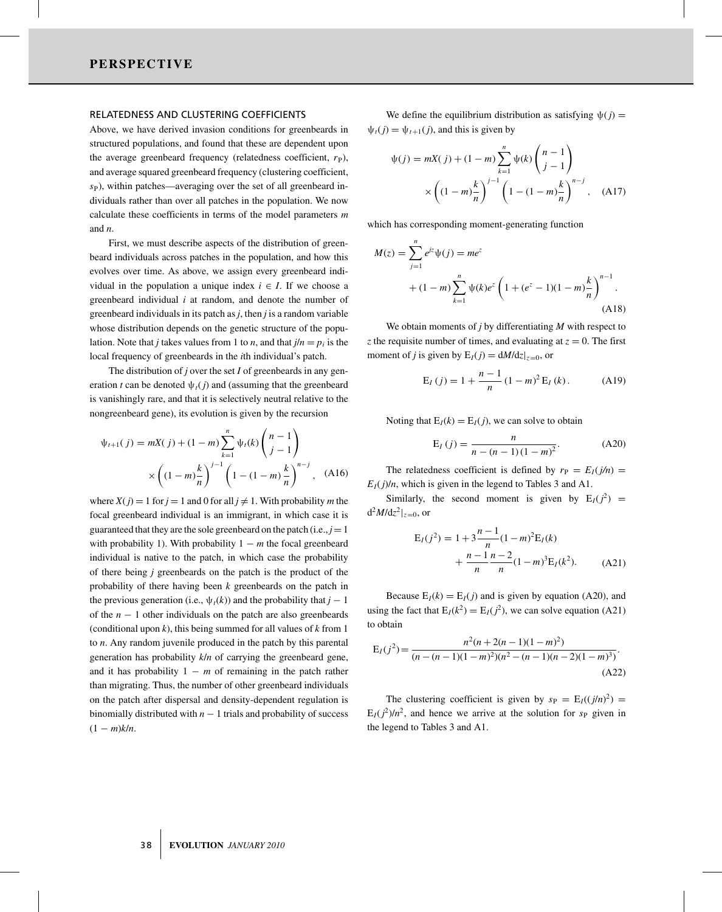## RELATEDNESS AND CLUSTERING COEFFICIENTS

Above, we have derived invasion conditions for greenbeards in structured populations, and found that these are dependent upon the average greenbeard frequency (relatedness coefficient, $r_P$), and average squared greenbeard frequency (clustering coefficient, $s_P$), within patches—averaging over the set of all greenbeard individuals rather than over all patches in the population. We now calculate these coefficients in terms of the model parameters $m$ and $n$.

First, we must describe aspects of the distribution of greenbeard individuals across patches in the population, and how this evolves over time. As above, we assign every greenbeard individual in the population a unique index $i \in I$. If we choose a greenbeard individual $i$ at random, and denote the number of greenbeard individuals in its patch as $j$, then $j$ is a random variable whose distribution depends on the genetic structure of the population. Note that $j$ takes values from 1 to $n$, and that $j/n = p_i$ is the local frequency of greenbeards in the $i$th individual's patch.

The distribution of $j$ over the set $I$ of greenbeards in any generation $t$ can be denoted $\psi_t(j)$ and (assuming that the greenbeard is vanishingly rare, and that it is selectively neutral relative to the nongreenbeard gene), its evolution is given by the recursion

$$\psi_{t+1}(j) = mX(j) + (1-m)\sum_{k=1}^{n}\psi_t(k)\binom{n-1}{j-1} \times \left((1-m)\frac{k}{n}\right)^{j-1}\left(1-(1-m)\frac{k}{n}\right)^{n-j}, \quad \text{(A16)}$$

where $X(j) = 1$ for $j = 1$ and 0 for all $j \neq 1$. With probability $m$ the focal greenbeard individual is an immigrant, in which case it is guaranteed that they are the sole greenbeard on the patch (i.e., $j = 1$ with probability 1). With probability $1 - m$ the focal greenbeard individual is native to the patch, in which case the probability of there being $j$ greenbeards on the patch is the product of the probability of there having been $k$ greenbeards on the patch in the previous generation (i.e., $\psi_t(k)$) and the probability that $j - 1$ of the $n - 1$ other individuals on the patch are also greenbeards (conditional upon $k$), this being summed for all values of $k$ from 1 to $n$. Any random juvenile produced in the patch by this parental generation has probability $k/n$ of carrying the greenbeard gene, and it has probability $1 - m$ of remaining in the patch rather than migrating. Thus, the number of other greenbeard individuals on the patch after dispersal and density-dependent regulation is binomially distributed with $n - 1$ trials and probability of success $(1 - m)k/n$.

We define the equilibrium distribution as satisfying $\psi(j) = \psi_t(j) = \psi_{t+1}(j)$, and this is given by

$$\psi(j) = mX(j) + (1-m)\sum_{k=1}^{n}\psi(k)\binom{n-1}{j-1} \times \left((1-m)\frac{k}{n}\right)^{j-1}\left(1-(1-m)\frac{k}{n}\right)^{n-j}, \quad \text{(A17)}$$

which has corresponding moment-generating function

$$M(z) = \sum_{j=1}^{n} e^{jz}\psi(j) = me^{z} + (1-m)\sum_{k=1}^{n}\psi(k)e^{z}\left(1+(e^{z}-1)(1-m)\frac{k}{n}\right)^{n-1}. \quad \text{(A18)}$$

We obtain moments of $j$ by differentiating $M$ with respect to $z$ the requisite number of times, and evaluating at $z = 0$. The first moment of $j$ is given by $\mathrm{E}_I(j) = \mathrm{d}M/\mathrm{d}z|_{z=0}$, or

$$\mathrm{E}_I(j) = 1 + \frac{n-1}{n}(1-m)^2\,\mathrm{E}_I(k). \quad \text{(A19)}$$

Noting that $\mathrm{E}_I(k) = \mathrm{E}_I(j)$, we can solve to obtain

$$\mathrm{E}_I(j) = \frac{n}{n-(n-1)(1-m)^2}. \quad \text{(A20)}$$

The relatedness coefficient is defined by $r_P = E_I(j/n) = E_I(j)/n$, which is given in the legend to Tables 3 and A1.

Similarly, the second moment is given by $\mathrm{E}_I(j^2) = \mathrm{d}^2M/\mathrm{d}z^2|_{z=0}$, or

$$\mathrm{E}_I(j^2) = 1 + 3\frac{n-1}{n}(1-m)^2\mathrm{E}_I(k) + \frac{n-1}{n}\frac{n-2}{n}(1-m)^3\mathrm{E}_I(k^2). \quad \text{(A21)}$$

Because $\mathrm{E}_I(k) = \mathrm{E}_I(j)$ and is given by equation (A20), and using the fact that $\mathrm{E}_I(k^2) = \mathrm{E}_I(j^2)$, we can solve equation (A21) to obtain

$$\mathrm{E}_I(j^2) = \frac{n^2(n+2(n-1)(1-m)^2)}{(n-(n-1)(1-m)^2)(n^2-(n-1)(n-2)(1-m)^3)}. \quad \text{(A22)}$$

The clustering coefficient is given by $s_P = \mathrm{E}_I((j/n)^2) = \mathrm{E}_I(j^2)/n^2$, and hence we arrive at the solution for $s_P$ given in the legend to Tables 3 and A1.